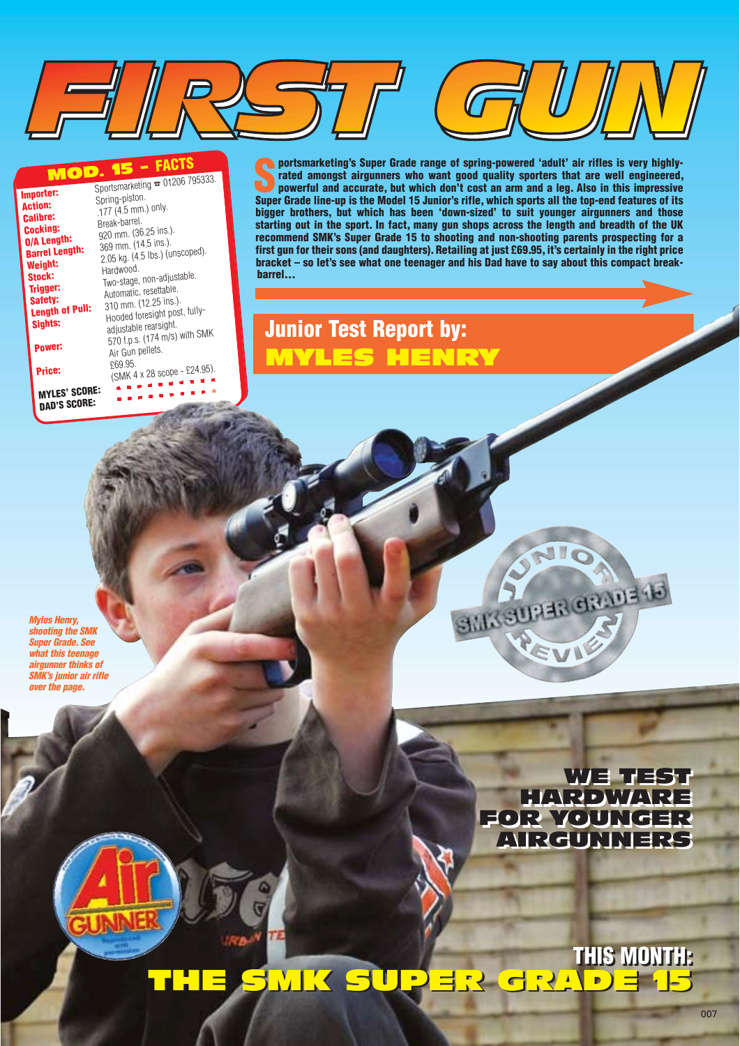# FIRST GUN

## MOD. 15 – FACTS

| | |
|---|---|
| **Importer:** | Sportsmarketing ☎ 01206 795333. |
| **Action:** | Spring-piston. |
| **Calibre:** | .177 (4.5 mm.) only. |
| **Cocking:** | Break-barrel. |
| **O/A Length:** | 920 mm. (36.25 ins.). |
| **Barrel Length:** | 369 mm. (14.5 ins.). |
| **Weight:** | 2.05 kg. (4.5 lbs.) (unscoped). |
| **Stock:** | Hardwood. |
| **Trigger:** | Two-stage, non-adjustable. |
| **Safety:** | Automatic, resettable. |
| **Length of Pull:** | 310 mm. (12.25 ins.). |
| **Sights:** | Hooded foresight post, fully-adjustable rearsight. |
| **Power:** | 570 f.p.s. (174 m/s) with SMK Air Gun pellets. |
| **Price:** | £69.95. (SMK 4 x 28 scope - £24.95). |
| **MYLES' SCORE:** | |
| **DAD'S SCORE:** | |

**Sportsmarketing's Super Grade range of spring-powered 'adult' air rifles is very highly-rated amongst airgunners who want good quality sporters that are well engineered, powerful and accurate, but which don't cost an arm and a leg. Also in this impressive Super Grade line-up is the Model 15 Junior's rifle, which sports all the top-end features of its bigger brothers, but which has been 'down-sized' to suit younger airgunners and those starting out in the sport. In fact, many gun shops across the length and breadth of the UK recommend SMK's Super Grade 15 to shooting and non-shooting parents prospecting for a first gun for their sons (and daughters). Retailing at just £69.95, it's certainly in the right price bracket – so let's see what one teenager and his Dad have to say about this compact break-barrel…**

## Junior Test Report by: MYLES HENRY

*Myles Henry, shooting the SMK Super Grade. See what this teenage airgunner thinks of SMK's junior air rifle over the page.*

JUNIOR SMK SUPER GRADE 15 REVIEW

WE TEST HARDWARE FOR YOUNGER AIRGUNNERS

THIS MONTH: THE SMK SUPER GRADE 15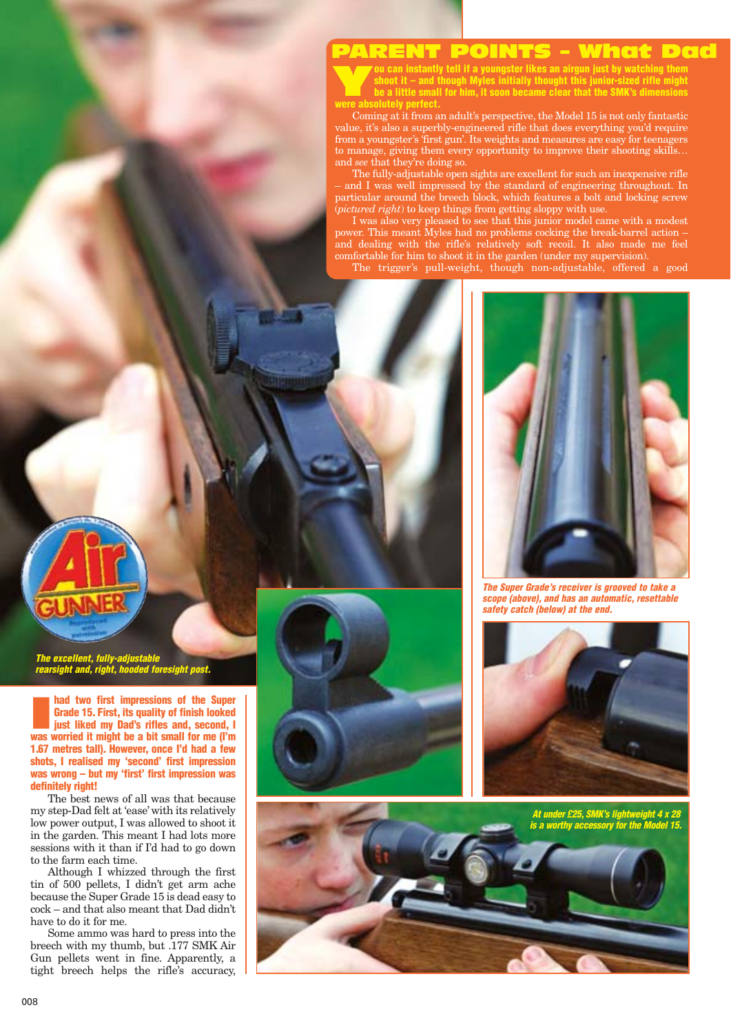## PARENT POINTS – What Dad

**You can instantly tell if a youngster likes an airgun just by watching them shoot it – and though Myles initially thought this junior-sized rifle might be a little small for him, it soon became clear that the SMK's dimensions were absolutely perfect.**

Coming at it from an adult's perspective, the Model 15 is not only fantastic value, it's also a superbly-engineered rifle that does everything you'd require from a youngster's 'first gun'. Its weights and measures are easy for teenagers to manage, giving them every opportunity to improve their shooting skills… and *see* that they're doing so.

The fully-adjustable open sights are excellent for such an inexpensive rifle – and I was well impressed by the standard of engineering throughout. In particular around the breech block, which features a bolt and locking screw (*pictured right*) to keep things from getting sloppy with use.

I was also very pleased to see that this junior model came with a modest power. This meant Myles had no problems cocking the break-barrel action – and dealing with the rifle's relatively soft recoil. It also made me feel comfortable for him to shoot it in the garden (under my supervision).

The trigger's pull-weight, though non-adjustable, offered a good

*The excellent, fully-adjustable rearsight and, right, hooded foresight post.*

*The Super Grade's receiver is grooved to take a scope (above), and has an automatic, resettable safety catch (below) at the end.*

*At under £25, SMK's lightweight 4 x 28 is a worthy accessory for the Model 15.*

**I had two first impressions of the Super Grade 15. First, its quality of finish looked just liked my Dad's rifles and, second, I was worried it might be a bit small for me (I'm 1.67 metres tall). However, once I'd had a few shots, I realised my 'second' first impression was wrong – but my 'first' first impression was definitely right!**

The best news of all was that because my step-Dad felt at 'ease' with its relatively low power output, I was allowed to shoot it in the garden. This meant I had lots more sessions with it than if I'd had to go down to the farm each time.

Although I whizzed through the first tin of 500 pellets, I didn't get arm ache because the Super Grade 15 is dead easy to cock – and that also meant that Dad didn't have to do it for me.

Some ammo was hard to press into the breech with my thumb, but .177 SMK Air Gun pellets went in fine. Apparently, a tight breech helps the rifle's accuracy,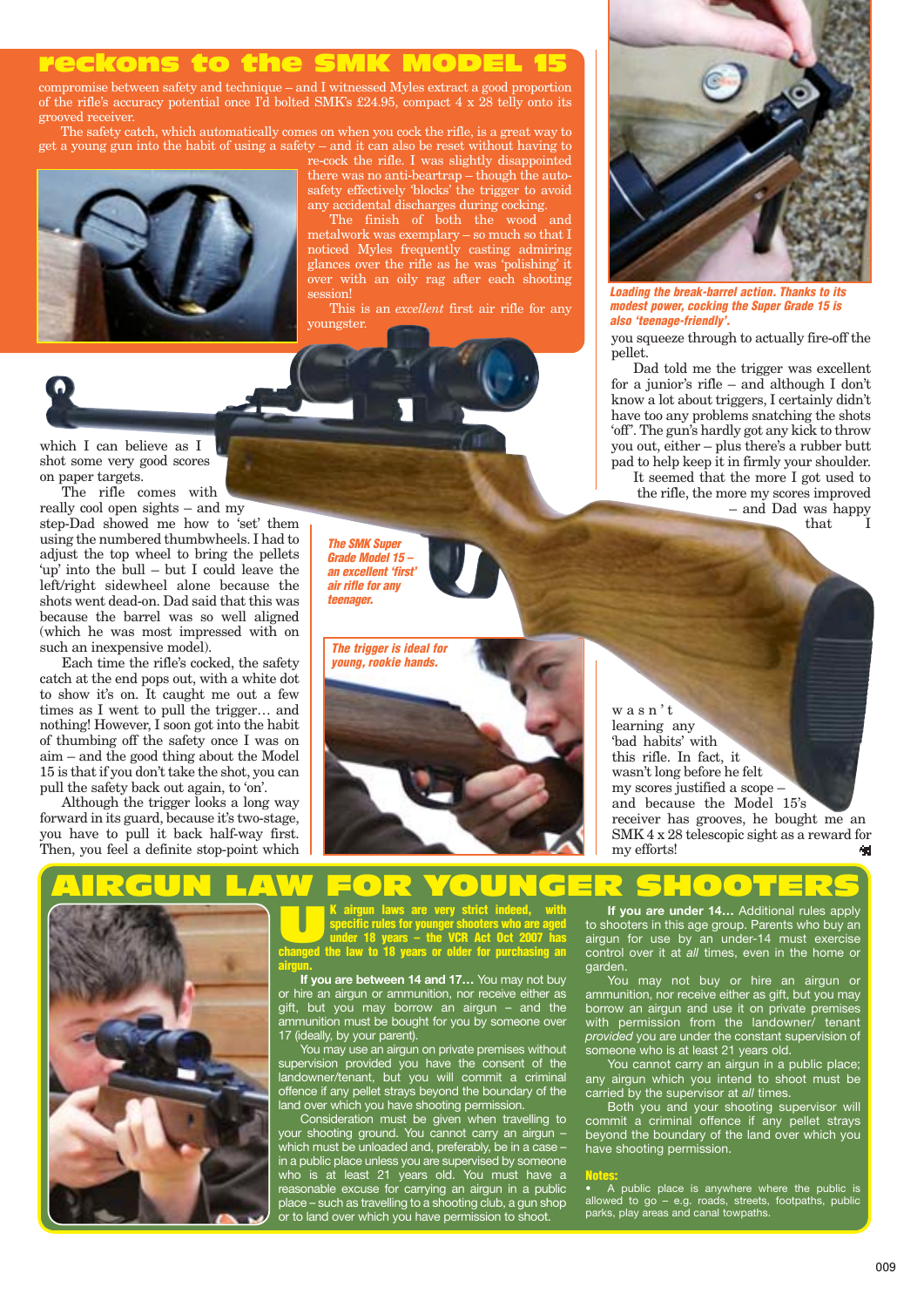## reckons to the SMK MODEL 15

compromise between safety and technique – and I witnessed Myles extract a good proportion of the rifle's accuracy potential once I'd bolted SMK's £24.95, compact 4 x 28 telly onto its grooved receiver.

The safety catch, which automatically comes on when you cock the rifle, is a great way to get a young gun into the habit of using a safety – and it can also be reset without having to re-cock the rifle. I was slightly disappointed there was no anti-beartrap – though the auto-safety effectively 'blocks' the trigger to avoid any accidental discharges during cocking.

The finish of both the wood and metalwork was exemplary – so much so that I noticed Myles frequently casting admiring glances over the rifle as he was 'polishing' it over with an oily rag after each shooting session!

This is an *excellent* first air rifle for any youngster.

which I can believe as I shot some very good scores on paper targets.

The rifle comes with really cool open sights – and my step-Dad showed me how to 'set' them using the numbered thumbwheels. I had to adjust the top wheel to bring the pellets 'up' into the bull – but I could leave the left/right sidewheel alone because the shots went dead-on. Dad said that this was because the barrel was so well aligned (which he was most impressed with on such an inexpensive model).

Each time the rifle's cocked, the safety catch at the end pops out, with a white dot to show it's on. It caught me out a few times as I went to pull the trigger… and nothing! However, I soon got into the habit of thumbing off the safety once I was on aim – and the good thing about the Model 15 is that if you don't take the shot, you can pull the safety back out again, to 'on'.

Although the trigger looks a long way forward in its guard, because it's two-stage, you have to pull it back half-way first. Then, you feel a definite stop-point which you squeeze through to actually fire-off the pellet.

Dad told me the trigger was excellent for a junior's rifle – and although I don't know a lot about triggers, I certainly didn't have too any problems snatching the shots 'off'. The gun's hardly got any kick to throw you out, either – plus there's a rubber butt pad to help keep it in firmly your shoulder.

It seemed that the more I got used to the rifle, the more my scores improved – and Dad was happy that I wasn't learning any 'bad habits' with this rifle. In fact, it wasn't long before he felt my scores justified a scope – and because the Model 15's receiver has grooves, he bought me an SMK 4 x 28 telescopic sight as a reward for my efforts!

*Loading the break-barrel action. Thanks to its modest power, cocking the Super Grade 15 is also 'teenage-friendly'.*

*The SMK Super Grade Model 15 – an excellent 'first' air rifle for any teenager.*

*The trigger is ideal for young, rookie hands.*

## AIRGUN LAW FOR YOUNGER SHOOTERS

**UK airgun laws are very strict indeed, with specific rules for younger shooters who are aged under 18 years – the VCR Act Oct 2007 has changed the law to 18 years or older for purchasing an airgun.**

**If you are between 14 and 17…** You may not buy or hire an airgun or ammunition, nor receive either as gift, but you may borrow an airgun – and the ammunition must be bought for you by someone over 17 (ideally, by your parent).

You may use an airgun on private premises without supervision provided you have the consent of the landowner/tenant, but you will commit a criminal offence if any pellet strays beyond the boundary of the land over which you have shooting permission.

Consideration must be given when travelling to your shooting ground. You cannot carry an airgun – which must be unloaded and, preferably, be in a case – in a public place unless you are supervised by someone who is at least 21 years old. You must have a reasonable excuse for carrying an airgun in a public place – such as travelling to a shooting club, a gun shop or to land over which you have permission to shoot.

**If you are under 14…** Additional rules apply to shooters in this age group. Parents who buy an airgun for use by an under-14 must exercise control over it at *all* times, even in the home or garden.

You may not buy or hire an airgun or ammunition, nor receive either as gift, but you may borrow an airgun and use it on private premises with permission from the landowner/ tenant *provided* you are under the constant supervision of someone who is at least 21 years old.

You cannot carry an airgun in a public place; any airgun which you intend to shoot must be carried by the supervisor at *all* times.

Both you and your shooting supervisor will commit a criminal offence if any pellet strays beyond the boundary of the land over which you have shooting permission.

**Notes:**

- A public place is anywhere where the public is allowed to go – e.g. roads, streets, footpaths, public parks, play areas and canal towpaths.